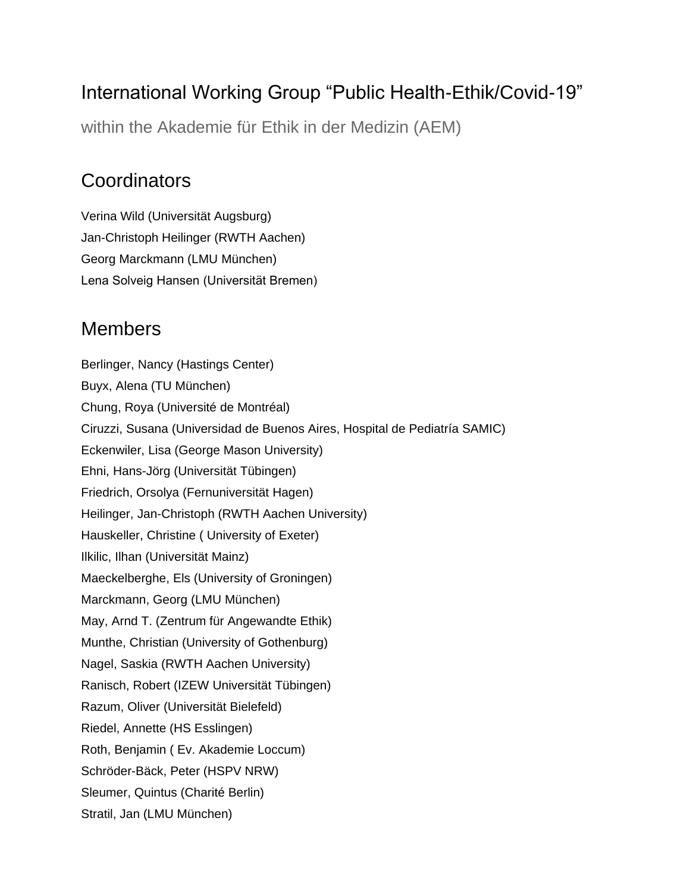# International Working Group "Public Health-Ethik/Covid-19"

within the Akademie für Ethik in der Medizin (AEM)

## Coordinators

Verina Wild (Universität Augsburg)
Jan-Christoph Heilinger (RWTH Aachen)
Georg Marckmann (LMU München)
Lena Solveig Hansen (Universität Bremen)

## Members

Berlinger, Nancy (Hastings Center)
Buyx, Alena (TU München)
Chung, Roya (Université de Montréal)
Ciruzzi, Susana (Universidad de Buenos Aires, Hospital de Pediatría SAMIC)
Eckenwiler, Lisa (George Mason University)
Ehni, Hans-Jörg (Universität Tübingen)
Friedrich, Orsolya (Fernuniversität Hagen)
Heilinger, Jan-Christoph (RWTH Aachen University)
Hauskeller, Christine ( University of Exeter)
Ilkilic, Ilhan (Universität Mainz)
Maeckelberghe, Els (University of Groningen)
Marckmann, Georg (LMU München)
May, Arnd T. (Zentrum für Angewandte Ethik)
Munthe, Christian (University of Gothenburg)
Nagel, Saskia (RWTH Aachen University)
Ranisch, Robert (IZEW Universität Tübingen)
Razum, Oliver (Universität Bielefeld)
Riedel, Annette (HS Esslingen)
Roth, Benjamin ( Ev. Akademie Loccum)
Schröder-Bäck, Peter (HSPV NRW)
Sleumer, Quintus (Charité Berlin)
Stratil, Jan (LMU München)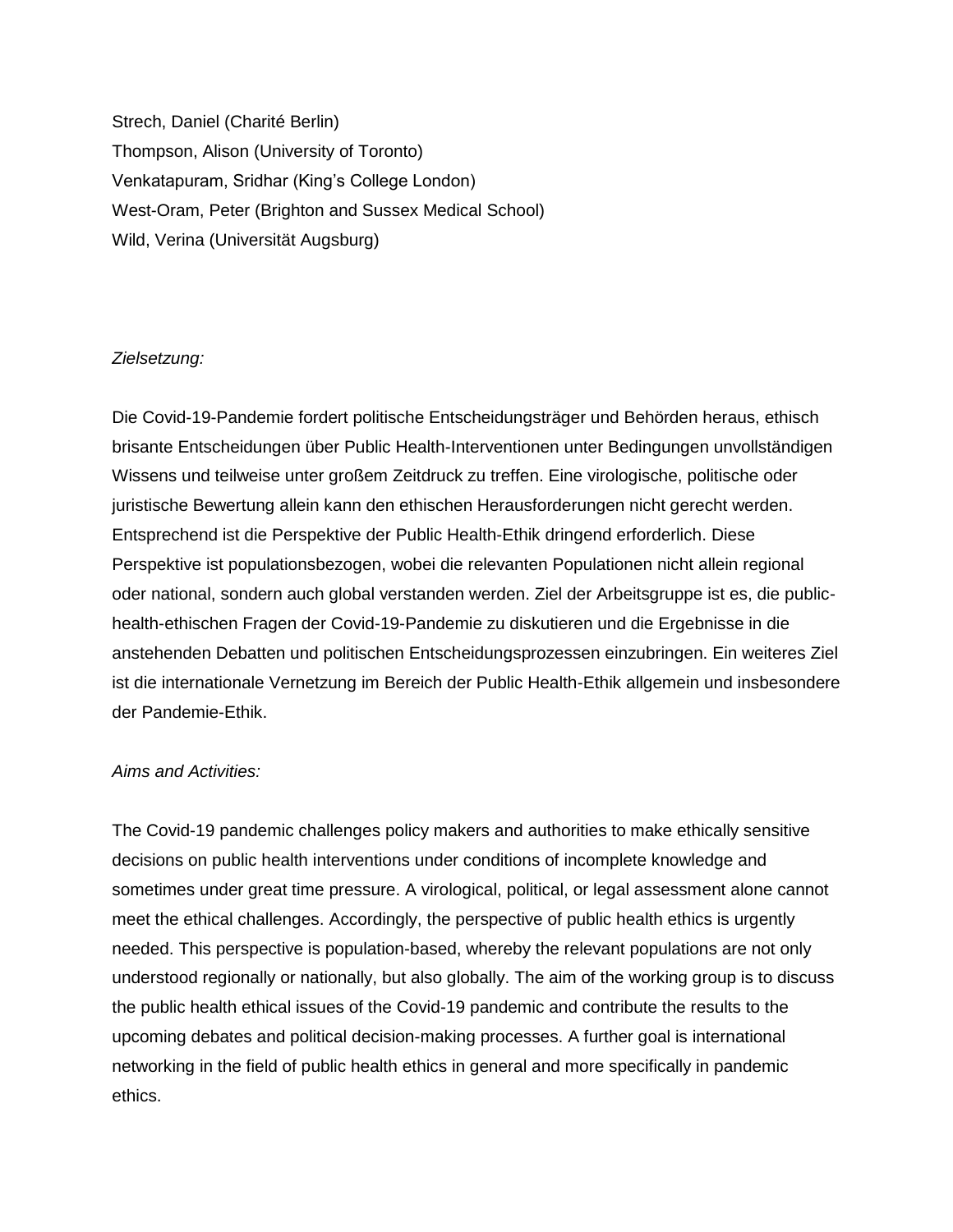Strech, Daniel (Charité Berlin)
Thompson, Alison (University of Toronto)
Venkatapuram, Sridhar (King's College London)
West-Oram, Peter (Brighton and Sussex Medical School)
Wild, Verina (Universität Augsburg)

*Zielsetzung:*

Die Covid-19-Pandemie fordert politische Entscheidungsträger und Behörden heraus, ethisch brisante Entscheidungen über Public Health-Interventionen unter Bedingungen unvollständigen Wissens und teilweise unter großem Zeitdruck zu treffen. Eine virologische, politische oder juristische Bewertung allein kann den ethischen Herausforderungen nicht gerecht werden. Entsprechend ist die Perspektive der Public Health-Ethik dringend erforderlich. Diese Perspektive ist populationsbezogen, wobei die relevanten Populationen nicht allein regional oder national, sondern auch global verstanden werden. Ziel der Arbeitsgruppe ist es, die public-health-ethischen Fragen der Covid-19-Pandemie zu diskutieren und die Ergebnisse in die anstehenden Debatten und politischen Entscheidungsprozessen einzubringen. Ein weiteres Ziel ist die internationale Vernetzung im Bereich der Public Health-Ethik allgemein und insbesondere der Pandemie-Ethik.

*Aims and Activities:*

The Covid-19 pandemic challenges policy makers and authorities to make ethically sensitive decisions on public health interventions under conditions of incomplete knowledge and sometimes under great time pressure. A virological, political, or legal assessment alone cannot meet the ethical challenges. Accordingly, the perspective of public health ethics is urgently needed. This perspective is population-based, whereby the relevant populations are not only understood regionally or nationally, but also globally. The aim of the working group is to discuss the public health ethical issues of the Covid-19 pandemic and contribute the results to the upcoming debates and political decision-making processes. A further goal is international networking in the field of public health ethics in general and more specifically in pandemic ethics.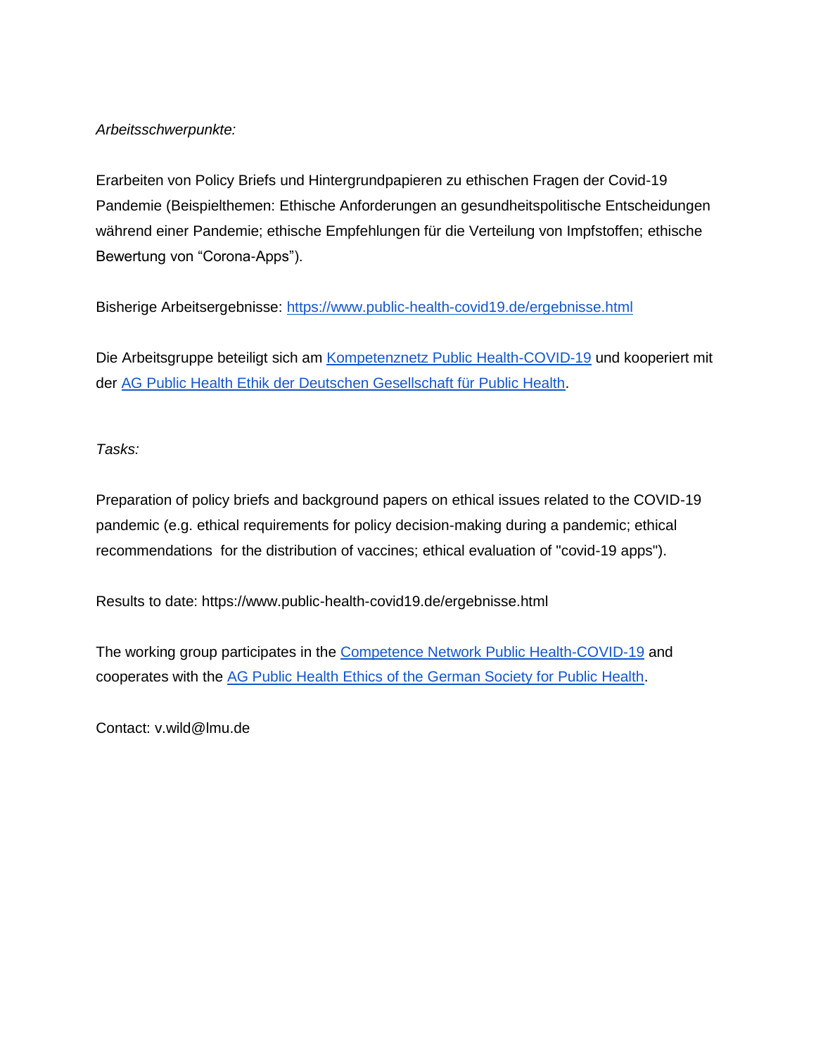*Arbeitsschwerpunkte:*

Erarbeiten von Policy Briefs und Hintergrundpapieren zu ethischen Fragen der Covid-19 Pandemie (Beispielthemen: Ethische Anforderungen an gesundheitspolitische Entscheidungen während einer Pandemie; ethische Empfehlungen für die Verteilung von Impfstoffen; ethische Bewertung von "Corona-Apps").

Bisherige Arbeitsergebnisse: https://www.public-health-covid19.de/ergebnisse.html

Die Arbeitsgruppe beteiligt sich am Kompetenznetz Public Health-COVID-19 und kooperiert mit der AG Public Health Ethik der Deutschen Gesellschaft für Public Health.

*Tasks:*

Preparation of policy briefs and background papers on ethical issues related to the COVID-19 pandemic (e.g. ethical requirements for policy decision-making during a pandemic; ethical recommendations for the distribution of vaccines; ethical evaluation of "covid-19 apps").

Results to date: https://www.public-health-covid19.de/ergebnisse.html

The working group participates in the Competence Network Public Health-COVID-19 and cooperates with the AG Public Health Ethics of the German Society for Public Health.

Contact: v.wild@lmu.de